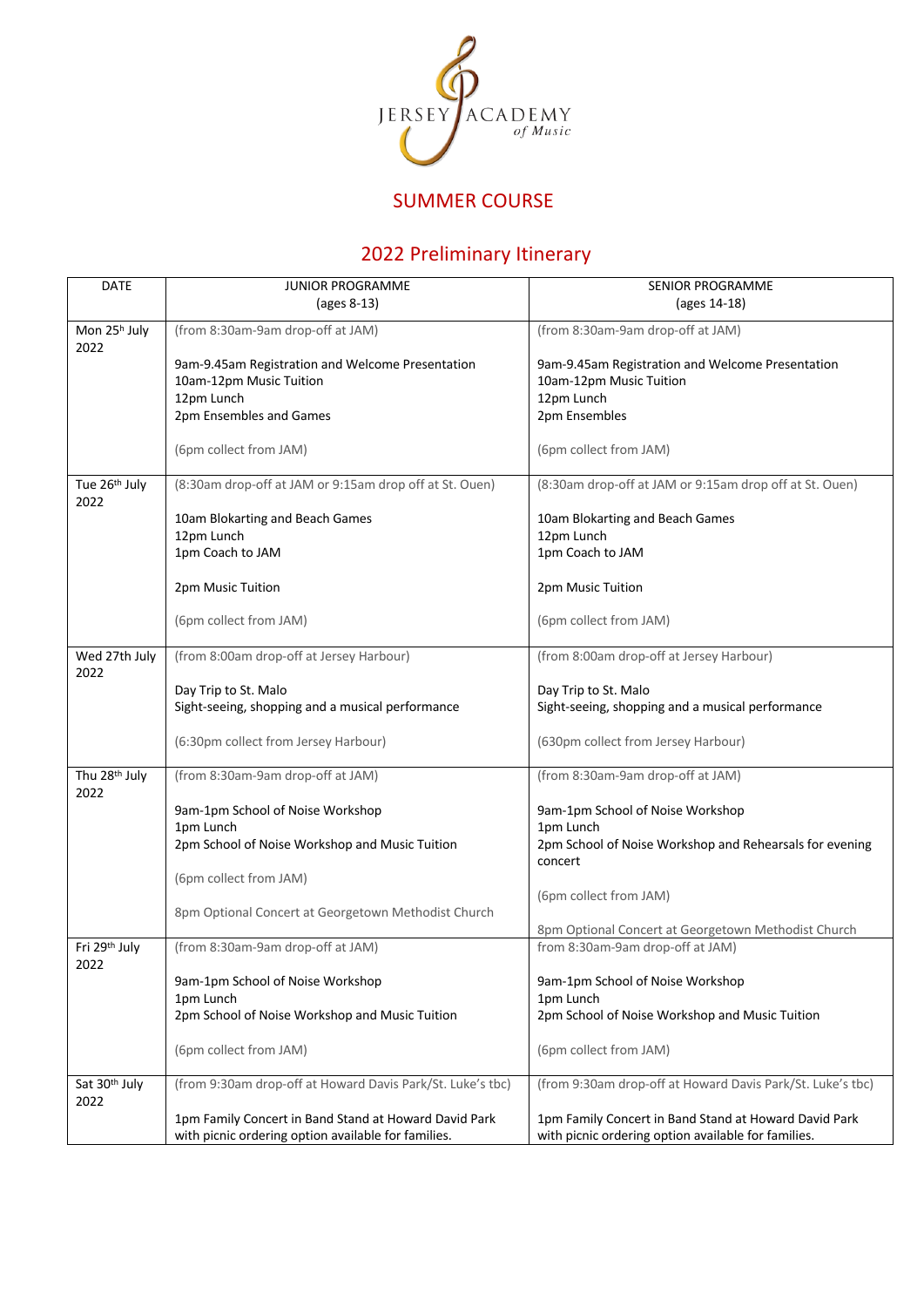JERSEY ACADEMY *of Music*

# SUMMER COURSE

## 2022 Preliminary Itinerary

| DATE | JUNIOR PROGRAMME (ages 8-13) | SENIOR PROGRAMME (ages 14-18) |
|---|---|---|
| Mon 25th July 2022 | (from 8:30am-9am drop-off at JAM)<br><br>9am-9.45am Registration and Welcome Presentation<br>10am-12pm Music Tuition<br>12pm Lunch<br>2pm Ensembles and Games<br><br>(6pm collect from JAM) | (from 8:30am-9am drop-off at JAM)<br><br>9am-9.45am Registration and Welcome Presentation<br>10am-12pm Music Tuition<br>12pm Lunch<br>2pm Ensembles<br><br>(6pm collect from JAM) |
| Tue 26th July 2022 | (8:30am drop-off at JAM or 9:15am drop off at St. Ouen)<br><br>10am Blokarting and Beach Games<br>12pm Lunch<br>1pm Coach to JAM<br><br>2pm Music Tuition<br><br>(6pm collect from JAM) | (8:30am drop-off at JAM or 9:15am drop off at St. Ouen)<br><br>10am Blokarting and Beach Games<br>12pm Lunch<br>1pm Coach to JAM<br><br>2pm Music Tuition<br><br>(6pm collect from JAM) |
| Wed 27th July 2022 | (from 8:00am drop-off at Jersey Harbour)<br><br>Day Trip to St. Malo<br>Sight-seeing, shopping and a musical performance<br><br>(6:30pm collect from Jersey Harbour) | (from 8:00am drop-off at Jersey Harbour)<br><br>Day Trip to St. Malo<br>Sight-seeing, shopping and a musical performance<br><br>(630pm collect from Jersey Harbour) |
| Thu 28th July 2022 | (from 8:30am-9am drop-off at JAM)<br><br>9am-1pm School of Noise Workshop<br>1pm Lunch<br>2pm School of Noise Workshop and Music Tuition<br><br>(6pm collect from JAM)<br><br>8pm Optional Concert at Georgetown Methodist Church | (from 8:30am-9am drop-off at JAM)<br><br>9am-1pm School of Noise Workshop<br>1pm Lunch<br>2pm School of Noise Workshop and Rehearsals for evening concert<br><br>(6pm collect from JAM)<br><br>8pm Optional Concert at Georgetown Methodist Church |
| Fri 29th July 2022 | (from 8:30am-9am drop-off at JAM)<br><br>9am-1pm School of Noise Workshop<br>1pm Lunch<br>2pm School of Noise Workshop and Music Tuition<br><br>(6pm collect from JAM) | from 8:30am-9am drop-off at JAM)<br><br>9am-1pm School of Noise Workshop<br>1pm Lunch<br>2pm School of Noise Workshop and Music Tuition<br><br>(6pm collect from JAM) |
| Sat 30th July 2022 | (from 9:30am drop-off at Howard Davis Park/St. Luke's tbc)<br><br>1pm Family Concert in Band Stand at Howard David Park with picnic ordering option available for families. | (from 9:30am drop-off at Howard Davis Park/St. Luke's tbc)<br><br>1pm Family Concert in Band Stand at Howard David Park with picnic ordering option available for families. |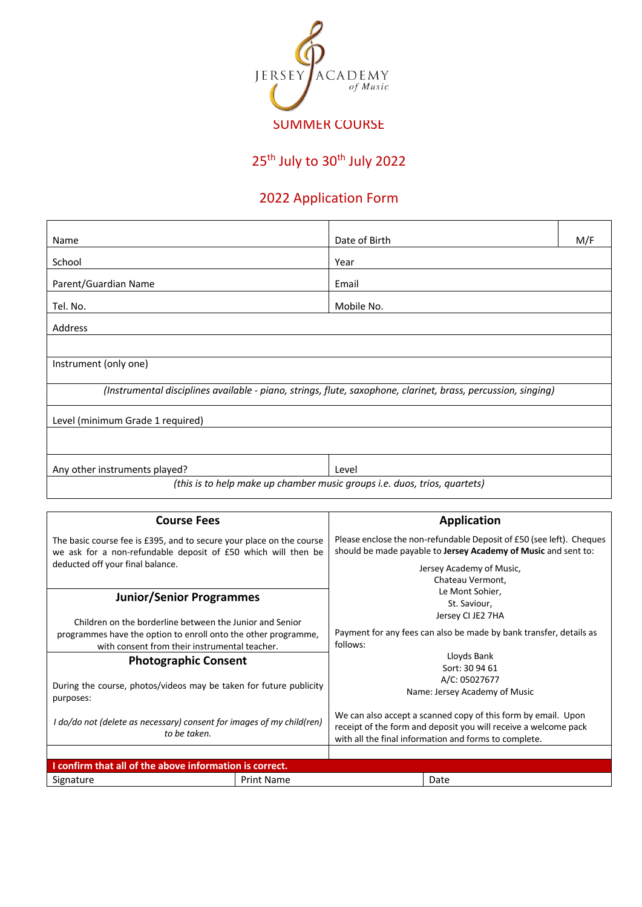JERSEY ACADEMY *of Music*

## SUMMER COURSE

## 25th July to 30th July 2022

## 2022 Application Form

| | | |
|---|---|---|
| Name | Date of Birth | M/F |
| School | Year | |
| Parent/Guardian Name | Email | |
| Tel. No. | Mobile No. | |
| Address | | |
| | | |
| Instrument (only one) | | |
| *(Instrumental disciplines available - piano, strings, flute, saxophone, clarinet, brass, percussion, singing)* | | |
| Level (minimum Grade 1 required) | | |
| | | |
| Any other instruments played? | Level | |
| *(this is to help make up chamber music groups i.e. duos, trios, quartets)* | | |

### Course Fees

The basic course fee is £395, and to secure your place on the course we ask for a non-refundable deposit of £50 which will then be deducted off your final balance.

### Junior/Senior Programmes

Children on the borderline between the Junior and Senior programmes have the option to enroll onto the other programme, with consent from their instrumental teacher.

### Photographic Consent

During the course, photos/videos may be taken for future publicity purposes:

*I do/do not (delete as necessary) consent for images of my child(ren) to be taken.*

### Application

Please enclose the non-refundable Deposit of £50 (see left). Cheques should be made payable to **Jersey Academy of Music** and sent to:

Jersey Academy of Music,
Chateau Vermont,
Le Mont Sohier,
St. Saviour,
Jersey CI JE2 7HA

Payment for any fees can also be made by bank transfer, details as follows:

Lloyds Bank
Sort: 30 94 61
A/C: 05027677
Name: Jersey Academy of Music

We can also accept a scanned copy of this form by email. Upon receipt of the form and deposit you will receive a welcome pack with all the final information and forms to complete.

**I confirm that all of the above information is correct.**

| | | |
|---|---|---|
| Signature | Print Name | Date |